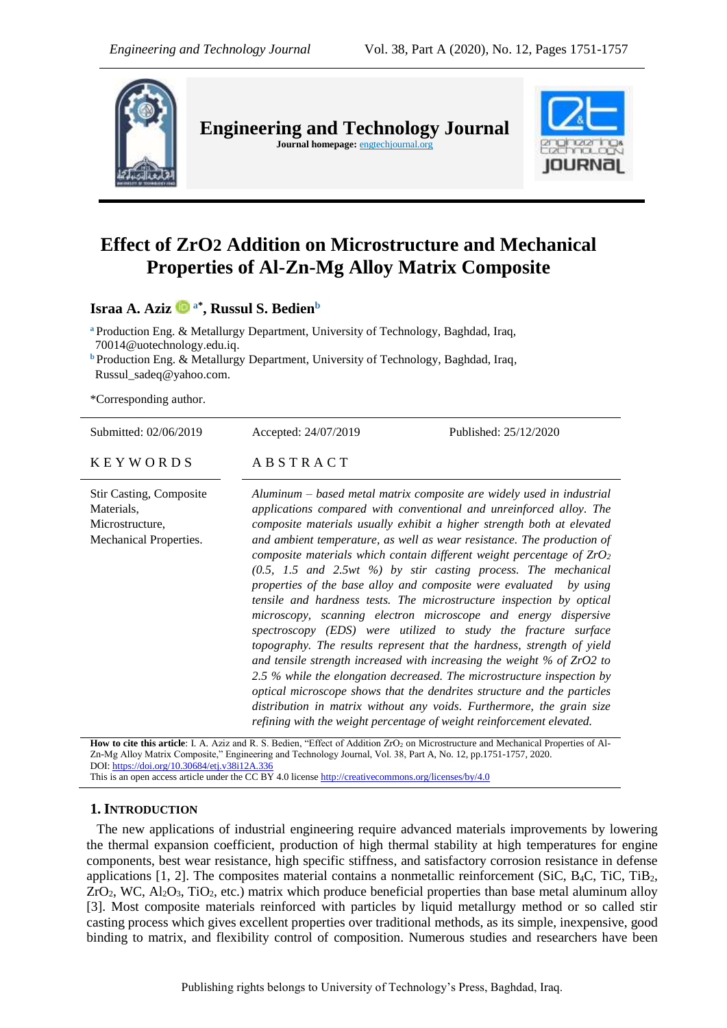# Effect of ZrO2 Addition on Microstructure and Mechanical Properties of Al-Zn-Mg Alloy Matrix Composite

**Israa A. Aziz** [a*], **Russul S. Bedien** [b]

[a] Production Eng. & Metallurgy Department, University of Technology, Baghdad, Iraq, 70014@uotechnology.edu.iq.

[b] Production Eng. & Metallurgy Department, University of Technology, Baghdad, Iraq, Russul_sadeq@yahoo.com.

*Corresponding author.

Submitted: 02/06/2019 Accepted: 24/07/2019 Published: 25/12/2020

**KEYWORDS**

Stir Casting, Composite Materials, Microstructure, Mechanical Properties.

**ABSTRACT**

*Aluminum – based metal matrix composite are widely used in industrial applications compared with conventional and unreinforced alloy. The composite materials usually exhibit a higher strength both at elevated and ambient temperature, as well as wear resistance. The production of composite materials which contain different weight percentage of $ZrO_2$ (0.5, 1.5 and 2.5wt %) by stir casting process. The mechanical properties of the base alloy and composite were evaluated by using tensile and hardness tests. The microstructure inspection by optical microscopy, scanning electron microscope and energy dispersive spectroscopy (EDS) were utilized to study the fracture surface topography. The results represent that the hardness, strength of yield and tensile strength increased with increasing the weight % of ZrO2 to 2.5 % while the elongation decreased. The microstructure inspection by optical microscope shows that the dendrites structure and the particles distribution in matrix without any voids. Furthermore, the grain size refining with the weight percentage of weight reinforcement elevated.*

**How to cite this article**: I. A. Aziz and R. S. Bedien, "Effect of Addition $ZrO_2$ on Microstructure and Mechanical Properties of Al-Zn-Mg Alloy Matrix Composite," Engineering and Technology Journal, Vol. 38, Part A, No. 12, pp.1751-1757, 2020.
DOI: https://doi.org/10.30684/etj.v38i12A.336
This is an open access article under the CC BY 4.0 license http://creativecommons.org/licenses/by/4.0

## 1. Introduction

The new applications of industrial engineering require advanced materials improvements by lowering the thermal expansion coefficient, production of high thermal stability at high temperatures for engine components, best wear resistance, high specific stiffness, and satisfactory corrosion resistance in defense applications [1, 2]. The composites material contains a nonmetallic reinforcement (SiC, $B_4C$, TiC, $TiB_2$, $ZrO_2$, WC, $Al_2O_3$, $TiO_2$, etc.) matrix which produce beneficial properties than base metal aluminum alloy [3]. Most composite materials reinforced with particles by liquid metallurgy method or so called stir casting process which gives excellent properties over traditional methods, as its simple, inexpensive, good binding to matrix, and flexibility control of composition. Numerous studies and researchers have been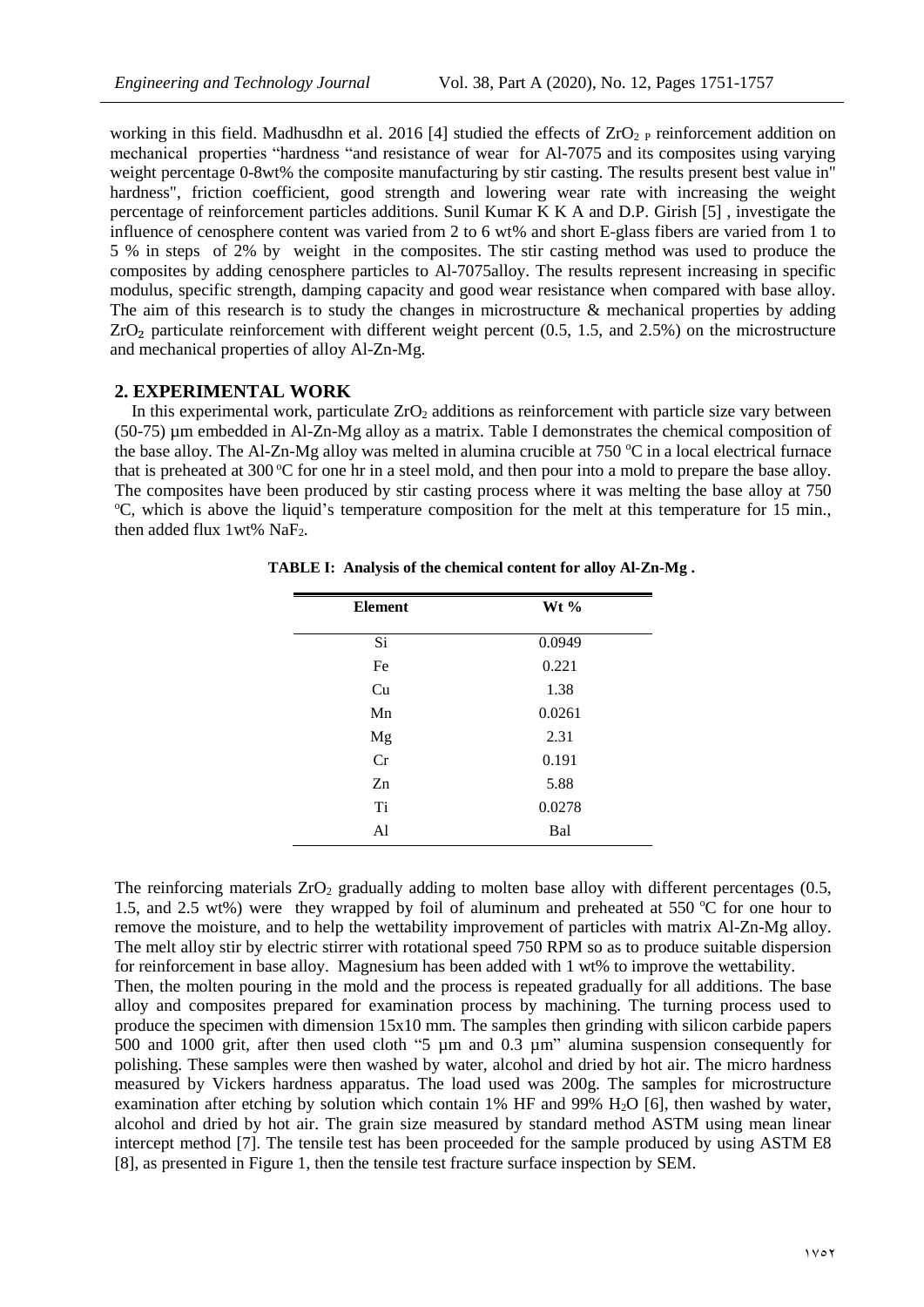working in this field. Madhusdhn et al. 2016 [4] studied the effects of $ZrO_{2\,P}$ reinforcement addition on mechanical properties "hardness "and resistance of wear for Al-7075 and its composites using varying weight percentage 0-8wt% the composite manufacturing by stir casting. The results present best value in" hardness", friction coefficient, good strength and lowering wear rate with increasing the weight percentage of reinforcement particles additions. Sunil Kumar K K A and D.P. Girish [5] , investigate the influence of cenosphere content was varied from 2 to 6 wt% and short E-glass fibers are varied from 1 to 5 % in steps of 2% by weight in the composites. The stir casting method was used to produce the composites by adding cenosphere particles to Al-7075alloy. The results represent increasing in specific modulus, specific strength, damping capacity and good wear resistance when compared with base alloy. The aim of this research is to study the changes in microstructure & mechanical properties by adding $ZrO_2$ particulate reinforcement with different weight percent (0.5, 1.5, and 2.5%) on the microstructure and mechanical properties of alloy Al-Zn-Mg.

## 2. EXPERIMENTAL WORK

In this experimental work, particulate $ZrO_2$ additions as reinforcement with particle size vary between (50-75) µm embedded in Al-Zn-Mg alloy as a matrix. Table I demonstrates the chemical composition of the base alloy. The Al-Zn-Mg alloy was melted in alumina crucible at 750 °C in a local electrical furnace that is preheated at 300 °C for one hr in a steel mold, and then pour into a mold to prepare the base alloy. The composites have been produced by stir casting process where it was melting the base alloy at 750 °C, which is above the liquid's temperature composition for the melt at this temperature for 15 min., then added flux 1wt% $NaF_2$.

**TABLE I: Analysis of the chemical content for alloy Al-Zn-Mg .**

| Element | Wt % |
|---|---|
| Si | 0.0949 |
| Fe | 0.221 |
| Cu | 1.38 |
| Mn | 0.0261 |
| Mg | 2.31 |
| Cr | 0.191 |
| Zn | 5.88 |
| Ti | 0.0278 |
| Al | Bal |

The reinforcing materials $ZrO_2$ gradually adding to molten base alloy with different percentages (0.5, 1.5, and 2.5 wt%) were they wrapped by foil of aluminum and preheated at 550 °C for one hour to remove the moisture, and to help the wettability improvement of particles with matrix Al-Zn-Mg alloy. The melt alloy stir by electric stirrer with rotational speed 750 RPM so as to produce suitable dispersion for reinforcement in base alloy. Magnesium has been added with 1 wt% to improve the wettability.
Then, the molten pouring in the mold and the process is repeated gradually for all additions. The base alloy and composites prepared for examination process by machining. The turning process used to produce the specimen with dimension 15x10 mm. The samples then grinding with silicon carbide papers 500 and 1000 grit, after then used cloth "5 µm and 0.3 µm" alumina suspension consequently for polishing. These samples were then washed by water, alcohol and dried by hot air. The micro hardness measured by Vickers hardness apparatus. The load used was 200g. The samples for microstructure examination after etching by solution which contain 1% HF and 99% $H_2O$ [6], then washed by water, alcohol and dried by hot air. The grain size measured by standard method ASTM using mean linear intercept method [7]. The tensile test has been proceeded for the sample produced by using ASTM E8 [8], as presented in Figure 1, then the tensile test fracture surface inspection by SEM.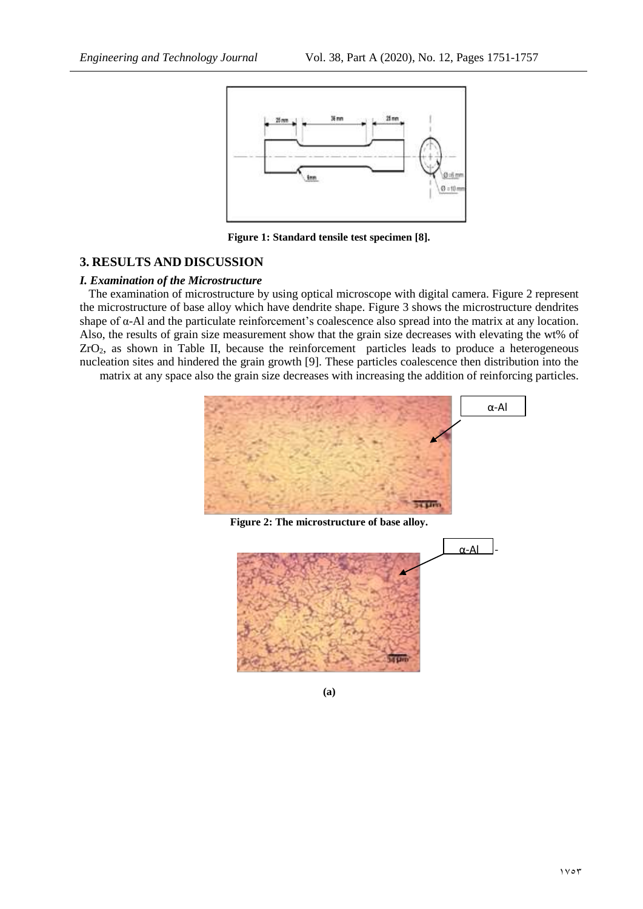Figure 1: Standard tensile test specimen [8].

## 3. RESULTS AND DISCUSSION

### *I. Examination of the Microstructure*

The examination of microstructure by using optical microscope with digital camera. Figure 2 represent the microstructure of base alloy which have dendrite shape. Figure 3 shows the microstructure dendrites shape of α-Al and the particulate reinforcement's coalescence also spread into the matrix at any location. Also, the results of grain size measurement show that the grain size decreases with elevating the wt% of $ZrO_2$, as shown in Table II, because the reinforcement particles leads to produce a heterogeneous nucleation sites and hindered the grain growth [9]. These particles coalescence then distribution into the matrix at any space also the grain size decreases with increasing the addition of reinforcing particles.

Figure 2: The microstructure of base alloy.

(a)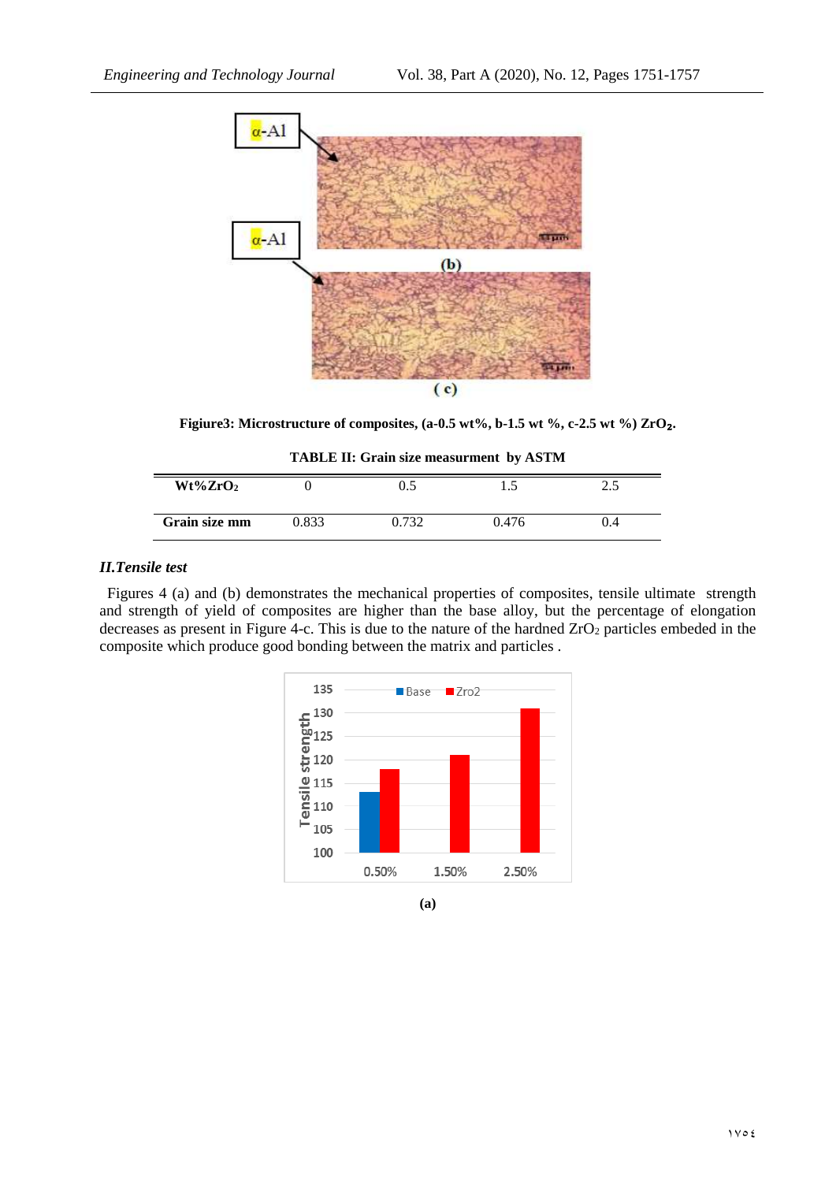Figiure3: Microstructure of composites, (a-0.5 wt%, b-1.5 wt %, c-2.5 wt %) $ZrO_2$.

**TABLE II: Grain size measurment by ASTM**

| Wt% $ZrO_2$ | 0 | 0.5 | 1.5 | 2.5 |
|---|---|---|---|---|
| **Grain size mm** | 0.833 | 0.732 | 0.476 | 0.4 |

### *II.Tensile test*

Figures 4 (a) and (b) demonstrates the mechanical properties of composites, tensile ultimate strength and strength of yield of composites are higher than the base alloy, but the percentage of elongation decreases as present in Figure 4-c. This is due to the nature of the hardned $ZrO_2$ particles embeded in the composite which produce good bonding between the matrix and particles .

**(a)**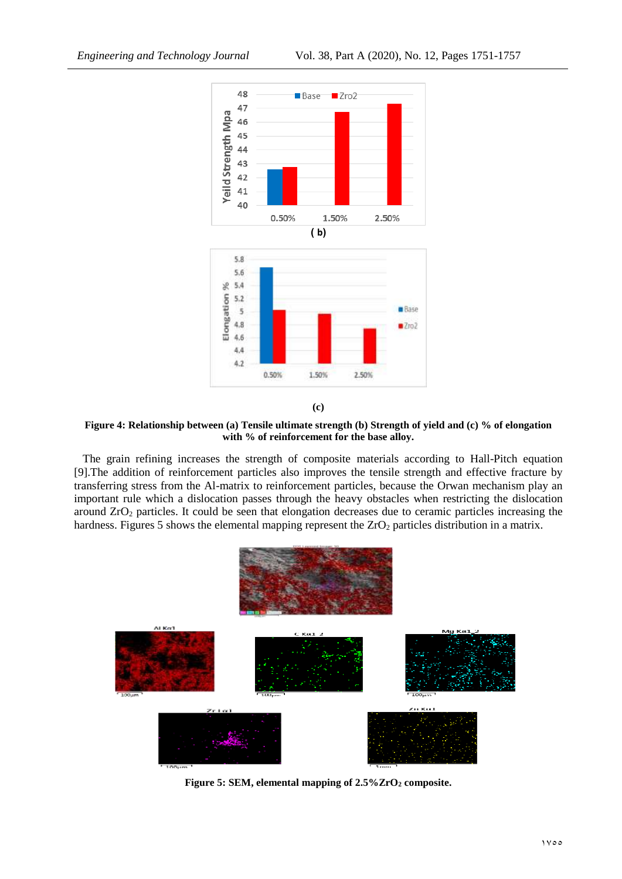**(b)**

**(c)**

**Figure 4: Relationship between (a) Tensile ultimate strength (b) Strength of yield and (c) % of elongation with % of reinforcement for the base alloy.**

The grain refining increases the strength of composite materials according to Hall-Pitch equation [9].The addition of reinforcement particles also improves the tensile strength and effective fracture by transferring stress from the Al-matrix to reinforcement particles, because the Orwan mechanism play an important rule which a dislocation passes through the heavy obstacles when restricting the dislocation around $ZrO_2$ particles. It could be seen that elongation decreases due to ceramic particles increasing the hardness. Figures 5 shows the elemental mapping represent the $ZrO_2$ particles distribution in a matrix.

**Figure 5: SEM, elemental mapping of 2.5%$ZrO_2$ composite.**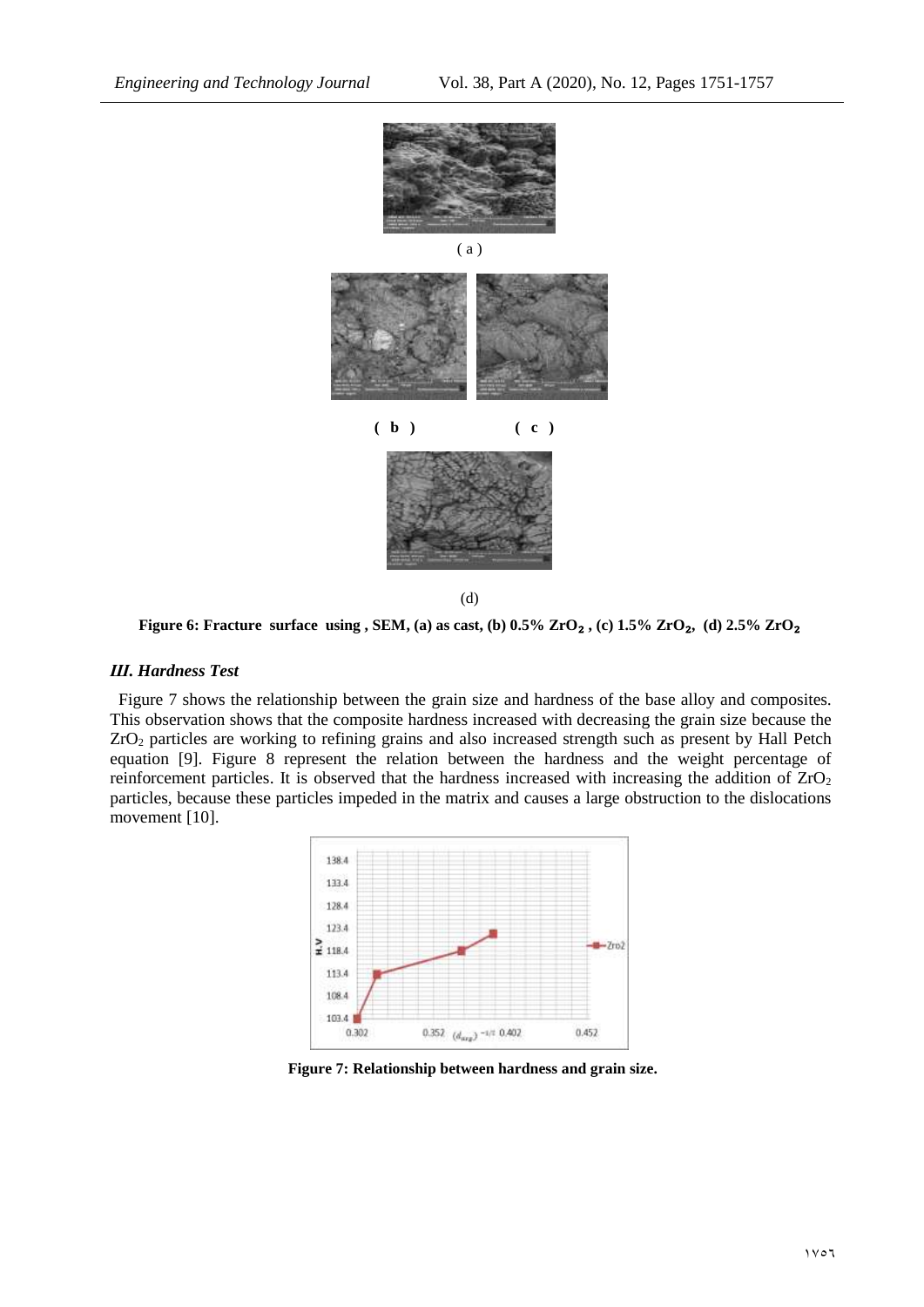( a )

( b ) ( c )

(d)

**Figure 6: Fracture surface using , SEM, (a) as cast, (b) 0.5% $ZrO_2$ , (c) 1.5% $ZrO_2$, (d) 2.5% $ZrO_2$**

### *III. Hardness Test*

Figure 7 shows the relationship between the grain size and hardness of the base alloy and composites. This observation shows that the composite hardness increased with decreasing the grain size because the $ZrO_2$ particles are working to refining grains and also increased strength such as present by Hall Petch equation [9]. Figure 8 represent the relation between the hardness and the weight percentage of reinforcement particles. It is observed that the hardness increased with increasing the addition of $ZrO_2$ particles, because these particles impeded in the matrix and causes a large obstruction to the dislocations movement [10].

**Figure 7: Relationship between hardness and grain size.**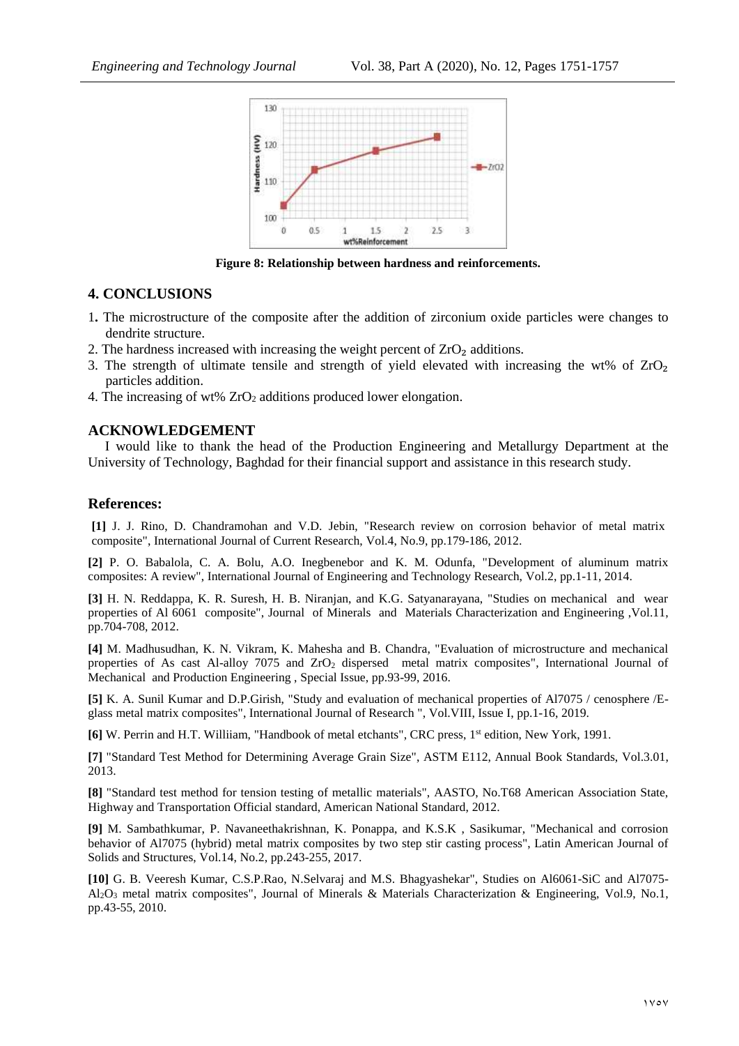130

120

110

100

Hardness (HV)

0 0.5 1 1.5 2 2.5 3

wt%Reinforcement

ZrO2

**Figure 8: Relationship between hardness and reinforcements.**

## 4. CONCLUSIONS

1. The microstructure of the composite after the addition of zirconium oxide particles were changes to dendrite structure.
2. The hardness increased with increasing the weight percent of $ZrO_2$ additions.
3. The strength of ultimate tensile and strength of yield elevated with increasing the wt% of $ZrO_2$ particles addition.
4. The increasing of wt% $ZrO_2$ additions produced lower elongation.

## ACKNOWLEDGEMENT

I would like to thank the head of the Production Engineering and Metallurgy Department at the University of Technology, Baghdad for their financial support and assistance in this research study.

## References:

**[1]** J. J. Rino, D. Chandramohan and V.D. Jebin, "Research review on corrosion behavior of metal matrix composite", International Journal of Current Research, Vol.4, No.9, pp.179-186, 2012.

**[2]** P. O. Babalola, C. A. Bolu, A.O. Inegbenebor and K. M. Odunfa, "Development of aluminum matrix composites: A review", International Journal of Engineering and Technology Research, Vol.2, pp.1-11, 2014.

**[3]** H. N. Reddappa, K. R. Suresh, H. B. Niranjan, and K.G. Satyanarayana, "Studies on mechanical and wear properties of Al 6061 composite", Journal of Minerals and Materials Characterization and Engineering ,Vol.11, pp.704-708, 2012.

**[4]** M. Madhusudhan, K. N. Vikram, K. Mahesha and B. Chandra, "Evaluation of microstructure and mechanical properties of As cast Al-alloy 7075 and $ZrO_2$ dispersed metal matrix composites", International Journal of Mechanical and Production Engineering , Special Issue, pp.93-99, 2016.

**[5]** K. A. Sunil Kumar and D.P.Girish, "Study and evaluation of mechanical properties of Al7075 / cenosphere /E-glass metal matrix composites", International Journal of Research ", Vol.VIII, Issue I, pp.1-16, 2019.

**[6]** W. Perrin and H.T. Williiam, "Handbook of metal etchants", CRC press, 1st edition, New York, 1991.

**[7]** "Standard Test Method for Determining Average Grain Size", ASTM E112, Annual Book Standards, Vol.3.01, 2013.

**[8]** "Standard test method for tension testing of metallic materials", AASTO, No.T68 American Association State, Highway and Transportation Official standard, American National Standard, 2012.

**[9]** M. Sambathkumar, P. Navaneethakrishnan, K. Ponappa, and K.S.K , Sasikumar, "Mechanical and corrosion behavior of Al7075 (hybrid) metal matrix composites by two step stir casting process", Latin American Journal of Solids and Structures, Vol.14, No.2, pp.243-255, 2017.

**[10]** G. B. Veeresh Kumar, C.S.P.Rao, N.Selvaraj and M.S. Bhagyashekar", Studies on Al6061-SiC and Al7075-$Al_2O_3$ metal matrix composites", Journal of Minerals & Materials Characterization & Engineering, Vol.9, No.1, pp.43-55, 2010.